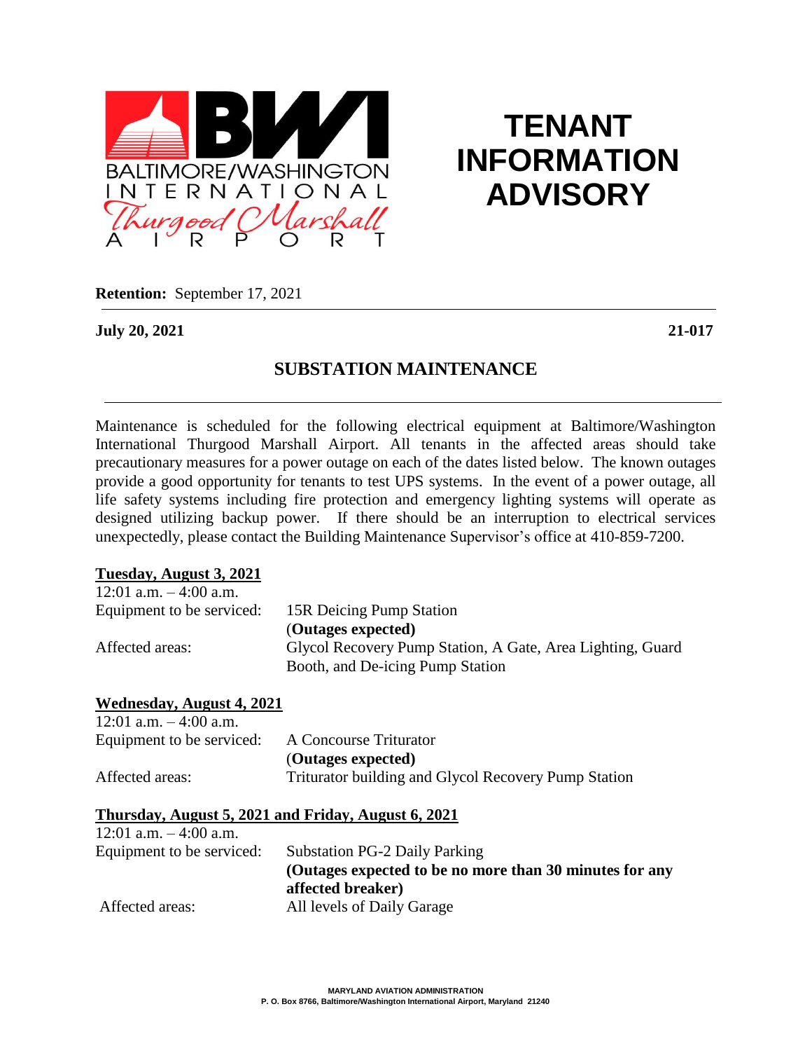BALTIMORE/WASHINGTON INTERNATIONAL Thurgood Marshall AIRPORT

# TENANT INFORMATION ADVISORY

**Retention:** September 17, 2021

**July 20, 2021** **21-017**

## SUBSTATION MAINTENANCE

Maintenance is scheduled for the following electrical equipment at Baltimore/Washington International Thurgood Marshall Airport. All tenants in the affected areas should take precautionary measures for a power outage on each of the dates listed below. The known outages provide a good opportunity for tenants to test UPS systems. In the event of a power outage, all life safety systems including fire protection and emergency lighting systems will operate as designed utilizing backup power. If there should be an interruption to electrical services unexpectedly, please contact the Building Maintenance Supervisor's office at 410-859-7200.

**Tuesday, August 3, 2021**

12:01 a.m. – 4:00 a.m.

Equipment to be serviced: 15R Deicing Pump Station
(**Outages expected)**

Affected areas: Glycol Recovery Pump Station, A Gate, Area Lighting, Guard Booth, and De-icing Pump Station

**Wednesday, August 4, 2021**

12:01 a.m. – 4:00 a.m.

Equipment to be serviced: A Concourse Triturator
(**Outages expected)**

Affected areas: Triturator building and Glycol Recovery Pump Station

**Thursday, August 5, 2021 and Friday, August 6, 2021**

12:01 a.m. – 4:00 a.m.

Equipment to be serviced: Substation PG-2 Daily Parking
**(Outages expected to be no more than 30 minutes for any affected breaker)**

Affected areas: All levels of Daily Garage

MARYLAND AVIATION ADMINISTRATION
P. O. Box 8766, Baltimore/Washington International Airport, Maryland 21240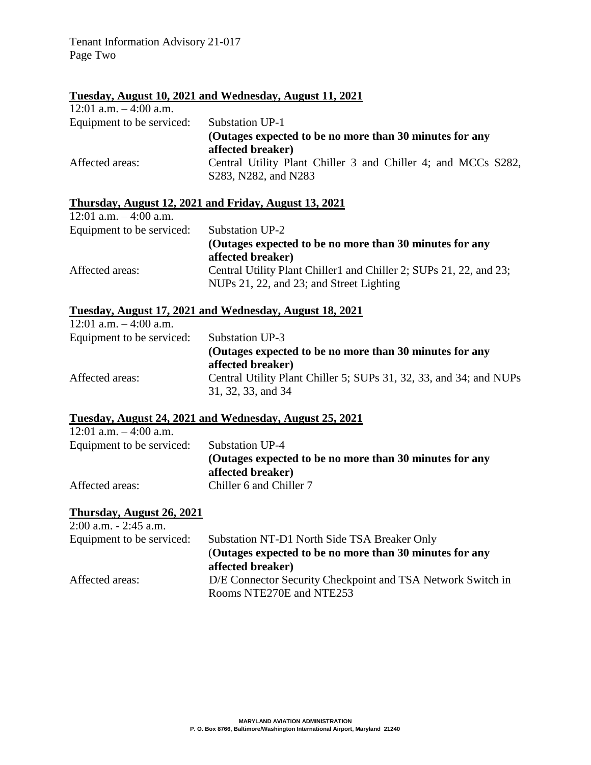**Tuesday, August 10, 2021 and Wednesday, August 11, 2021**

12:01 a.m. – 4:00 a.m.

Equipment to be serviced: Substation UP-1
**(Outages expected to be no more than 30 minutes for any affected breaker)**

Affected areas: Central Utility Plant Chiller 3 and Chiller 4; and MCCs S282, S283, N282, and N283

**Thursday, August 12, 2021 and Friday, August 13, 2021**

12:01 a.m. – 4:00 a.m.

Equipment to be serviced: Substation UP-2
**(Outages expected to be no more than 30 minutes for any affected breaker)**

Affected areas: Central Utility Plant Chiller1 and Chiller 2; SUPs 21, 22, and 23; NUPs 21, 22, and 23; and Street Lighting

**Tuesday, August 17, 2021 and Wednesday, August 18, 2021**

12:01 a.m. – 4:00 a.m.

Equipment to be serviced: Substation UP-3
**(Outages expected to be no more than 30 minutes for any affected breaker)**

Affected areas: Central Utility Plant Chiller 5; SUPs 31, 32, 33, and 34; and NUPs 31, 32, 33, and 34

**Tuesday, August 24, 2021 and Wednesday, August 25, 2021**

12:01 a.m. – 4:00 a.m.

Equipment to be serviced: Substation UP-4
**(Outages expected to be no more than 30 minutes for any affected breaker)**

Affected areas: Chiller 6 and Chiller 7

**Thursday, August 26, 2021**

2:00 a.m. - 2:45 a.m.

Equipment to be serviced: Substation NT-D1 North Side TSA Breaker Only
(**Outages expected to be no more than 30 minutes for any affected breaker)**

Affected areas: D/E Connector Security Checkpoint and TSA Network Switch in Rooms NTE270E and NTE253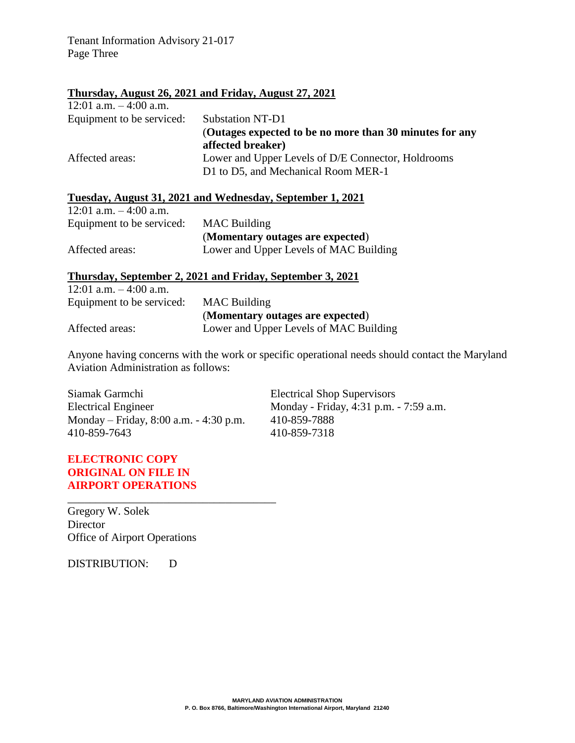**Thursday, August 26, 2021 and Friday, August 27, 2021**

12:01 a.m. – 4:00 a.m.

Equipment to be serviced: Substation NT-D1
(**Outages expected to be no more than 30 minutes for any affected breaker)**

Affected areas: Lower and Upper Levels of D/E Connector, Holdrooms D1 to D5, and Mechanical Room MER-1

**Tuesday, August 31, 2021 and Wednesday, September 1, 2021**

12:01 a.m. – 4:00 a.m.

Equipment to be serviced: MAC Building
(**Momentary outages are expected**)

Affected areas: Lower and Upper Levels of MAC Building

**Thursday, September 2, 2021 and Friday, September 3, 2021**

12:01 a.m. – 4:00 a.m.

Equipment to be serviced: MAC Building
(**Momentary outages are expected**)

Affected areas: Lower and Upper Levels of MAC Building

Anyone having concerns with the work or specific operational needs should contact the Maryland Aviation Administration as follows:

Siamak Garmchi
Electrical Engineer
Monday – Friday, 8:00 a.m. - 4:30 p.m.
410-859-7643

Electrical Shop Supervisors
Monday - Friday, 4:31 p.m. - 7:59 a.m.
410-859-7888
410-859-7318

**ELECTRONIC COPY
ORIGINAL ON FILE IN
AIRPORT OPERATIONS**

Gregory W. Solek
Director
Office of Airport Operations

DISTRIBUTION: D